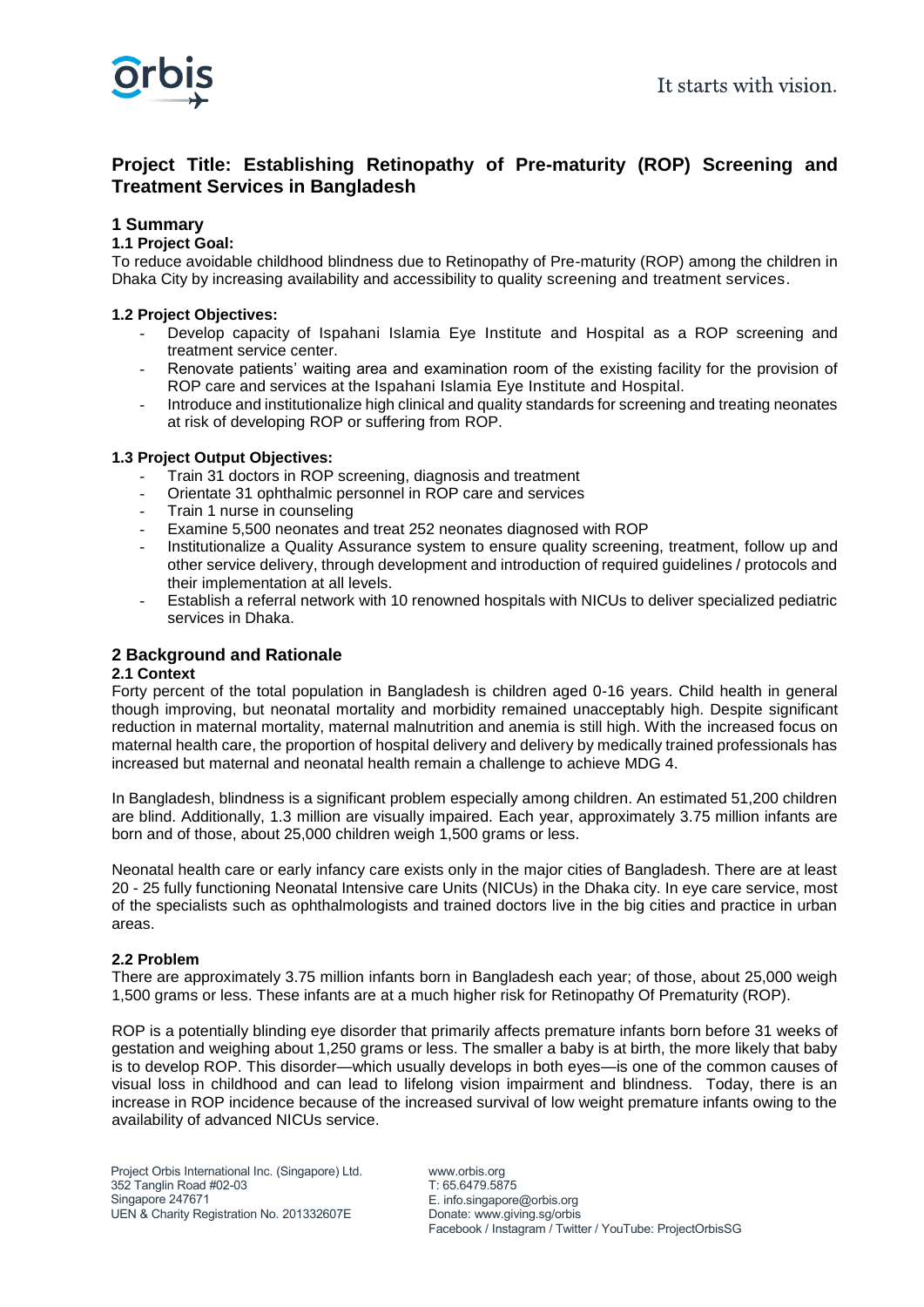# Project Title: Establishing Retinopathy of Pre-maturity (ROP) Screening and Treatment Services in Bangladesh

## 1 Summary

### 1.1 Project Goal:

To reduce avoidable childhood blindness due to Retinopathy of Pre-maturity (ROP) among the children in Dhaka City by increasing availability and accessibility to quality screening and treatment services.

### 1.2 Project Objectives:

- Develop capacity of Ispahani Islamia Eye Institute and Hospital as a ROP screening and treatment service center.
- Renovate patients' waiting area and examination room of the existing facility for the provision of ROP care and services at the Ispahani Islamia Eye Institute and Hospital.
- Introduce and institutionalize high clinical and quality standards for screening and treating neonates at risk of developing ROP or suffering from ROP.

### 1.3 Project Output Objectives:

- Train 31 doctors in ROP screening, diagnosis and treatment
- Orientate 31 ophthalmic personnel in ROP care and services
- Train 1 nurse in counseling
- Examine 5,500 neonates and treat 252 neonates diagnosed with ROP
- Institutionalize a Quality Assurance system to ensure quality screening, treatment, follow up and other service delivery, through development and introduction of required guidelines / protocols and their implementation at all levels.
- Establish a referral network with 10 renowned hospitals with NICUs to deliver specialized pediatric services in Dhaka.

## 2 Background and Rationale

### 2.1 Context

Forty percent of the total population in Bangladesh is children aged 0-16 years. Child health in general though improving, but neonatal mortality and morbidity remained unacceptably high. Despite significant reduction in maternal mortality, maternal malnutrition and anemia is still high. With the increased focus on maternal health care, the proportion of hospital delivery and delivery by medically trained professionals has increased but maternal and neonatal health remain a challenge to achieve MDG 4.

In Bangladesh, blindness is a significant problem especially among children. An estimated 51,200 children are blind. Additionally, 1.3 million are visually impaired. Each year, approximately 3.75 million infants are born and of those, about 25,000 children weigh 1,500 grams or less.

Neonatal health care or early infancy care exists only in the major cities of Bangladesh. There are at least 20 - 25 fully functioning Neonatal Intensive care Units (NICUs) in the Dhaka city. In eye care service, most of the specialists such as ophthalmologists and trained doctors live in the big cities and practice in urban areas.

### 2.2 Problem

There are approximately 3.75 million infants born in Bangladesh each year; of those, about 25,000 weigh 1,500 grams or less. These infants are at a much higher risk for Retinopathy Of Prematurity (ROP).

ROP is a potentially blinding eye disorder that primarily affects premature infants born before 31 weeks of gestation and weighing about 1,250 grams or less. The smaller a baby is at birth, the more likely that baby is to develop ROP. This disorder—which usually develops in both eyes—is one of the common causes of visual loss in childhood and can lead to lifelong vision impairment and blindness. Today, there is an increase in ROP incidence because of the increased survival of low weight premature infants owing to the availability of advanced NICUs service.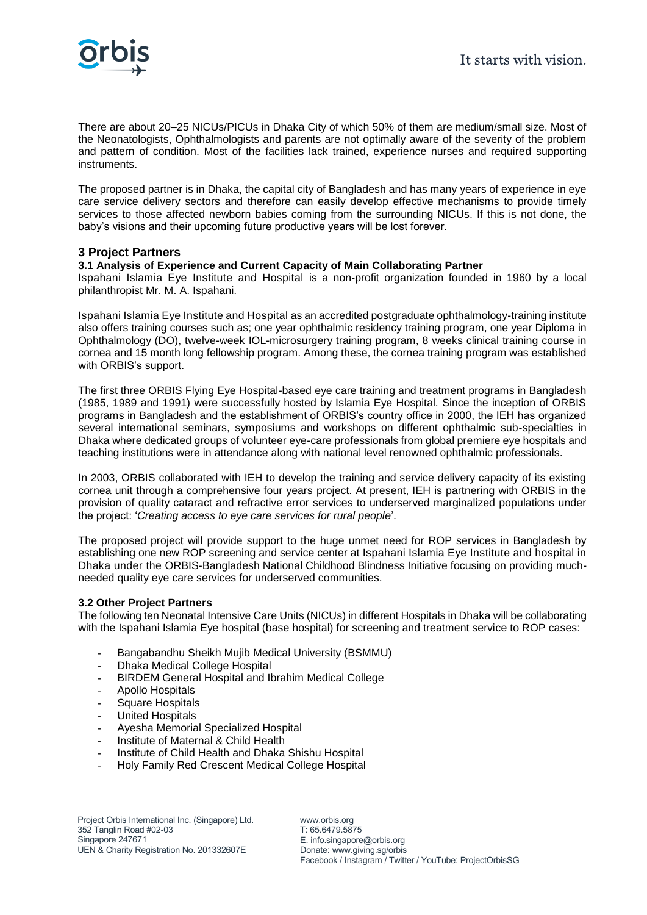There are about 20–25 NICUs/PICUs in Dhaka City of which 50% of them are medium/small size. Most of the Neonatologists, Ophthalmologists and parents are not optimally aware of the severity of the problem and pattern of condition. Most of the facilities lack trained, experience nurses and required supporting instruments.

The proposed partner is in Dhaka, the capital city of Bangladesh and has many years of experience in eye care service delivery sectors and therefore can easily develop effective mechanisms to provide timely services to those affected newborn babies coming from the surrounding NICUs. If this is not done, the baby's visions and their upcoming future productive years will be lost forever.

## 3 Project Partners

### 3.1 Analysis of Experience and Current Capacity of Main Collaborating Partner

Ispahani Islamia Eye Institute and Hospital is a non-profit organization founded in 1960 by a local philanthropist Mr. M. A. Ispahani.

Ispahani Islamia Eye Institute and Hospital as an accredited postgraduate ophthalmology-training institute also offers training courses such as; one year ophthalmic residency training program, one year Diploma in Ophthalmology (DO), twelve-week IOL-microsurgery training program, 8 weeks clinical training course in cornea and 15 month long fellowship program. Among these, the cornea training program was established with ORBIS's support.

The first three ORBIS Flying Eye Hospital-based eye care training and treatment programs in Bangladesh (1985, 1989 and 1991) were successfully hosted by Islamia Eye Hospital. Since the inception of ORBIS programs in Bangladesh and the establishment of ORBIS's country office in 2000, the IEH has organized several international seminars, symposiums and workshops on different ophthalmic sub-specialties in Dhaka where dedicated groups of volunteer eye-care professionals from global premiere eye hospitals and teaching institutions were in attendance along with national level renowned ophthalmic professionals.

In 2003, ORBIS collaborated with IEH to develop the training and service delivery capacity of its existing cornea unit through a comprehensive four years project. At present, IEH is partnering with ORBIS in the provision of quality cataract and refractive error services to underserved marginalized populations under the project: '*Creating access to eye care services for rural people*'.

The proposed project will provide support to the huge unmet need for ROP services in Bangladesh by establishing one new ROP screening and service center at Ispahani Islamia Eye Institute and hospital in Dhaka under the ORBIS-Bangladesh National Childhood Blindness Initiative focusing on providing much-needed quality eye care services for underserved communities.

### 3.2 Other Project Partners

The following ten Neonatal Intensive Care Units (NICUs) in different Hospitals in Dhaka will be collaborating with the Ispahani Islamia Eye hospital (base hospital) for screening and treatment service to ROP cases:

- Bangabandhu Sheikh Mujib Medical University (BSMMU)
- Dhaka Medical College Hospital
- BIRDEM General Hospital and Ibrahim Medical College
- Apollo Hospitals
- Square Hospitals
- United Hospitals
- Ayesha Memorial Specialized Hospital
- Institute of Maternal & Child Health
- Institute of Child Health and Dhaka Shishu Hospital
- Holy Family Red Crescent Medical College Hospital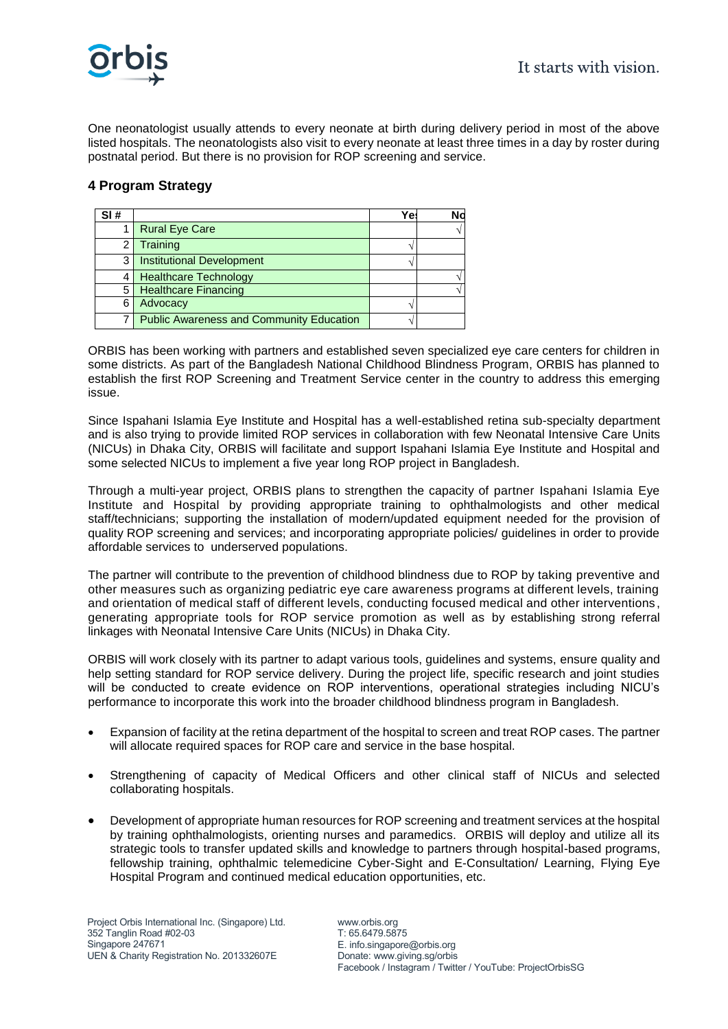One neonatologist usually attends to every neonate at birth during delivery period in most of the above listed hospitals. The neonatologists also visit to every neonate at least three times in a day by roster during postnatal period. But there is no provision for ROP screening and service.

## 4 Program Strategy

| Sl # | | Yes | No |
|---|---|---|---|
| 1 | Rural Eye Care | | √ |
| 2 | Training | √ | |
| 3 | Institutional Development | √ | |
| 4 | Healthcare Technology | | √ |
| 5 | Healthcare Financing | | √ |
| 6 | Advocacy | √ | |
| 7 | Public Awareness and Community Education | √ | |

ORBIS has been working with partners and established seven specialized eye care centers for children in some districts. As part of the Bangladesh National Childhood Blindness Program, ORBIS has planned to establish the first ROP Screening and Treatment Service center in the country to address this emerging issue.

Since Ispahani Islamia Eye Institute and Hospital has a well-established retina sub-specialty department and is also trying to provide limited ROP services in collaboration with few Neonatal Intensive Care Units (NICUs) in Dhaka City, ORBIS will facilitate and support Ispahani Islamia Eye Institute and Hospital and some selected NICUs to implement a five year long ROP project in Bangladesh.

Through a multi-year project, ORBIS plans to strengthen the capacity of partner Ispahani Islamia Eye Institute and Hospital by providing appropriate training to ophthalmologists and other medical staff/technicians; supporting the installation of modern/updated equipment needed for the provision of quality ROP screening and services; and incorporating appropriate policies/ guidelines in order to provide affordable services to underserved populations.

The partner will contribute to the prevention of childhood blindness due to ROP by taking preventive and other measures such as organizing pediatric eye care awareness programs at different levels, training and orientation of medical staff of different levels, conducting focused medical and other interventions, generating appropriate tools for ROP service promotion as well as by establishing strong referral linkages with Neonatal Intensive Care Units (NICUs) in Dhaka City.

ORBIS will work closely with its partner to adapt various tools, guidelines and systems, ensure quality and help setting standard for ROP service delivery. During the project life, specific research and joint studies will be conducted to create evidence on ROP interventions, operational strategies including NICU's performance to incorporate this work into the broader childhood blindness program in Bangladesh.

- Expansion of facility at the retina department of the hospital to screen and treat ROP cases. The partner will allocate required spaces for ROP care and service in the base hospital.
- Strengthening of capacity of Medical Officers and other clinical staff of NICUs and selected collaborating hospitals.
- Development of appropriate human resources for ROP screening and treatment services at the hospital by training ophthalmologists, orienting nurses and paramedics. ORBIS will deploy and utilize all its strategic tools to transfer updated skills and knowledge to partners through hospital-based programs, fellowship training, ophthalmic telemedicine Cyber-Sight and E-Consultation/ Learning, Flying Eye Hospital Program and continued medical education opportunities, etc.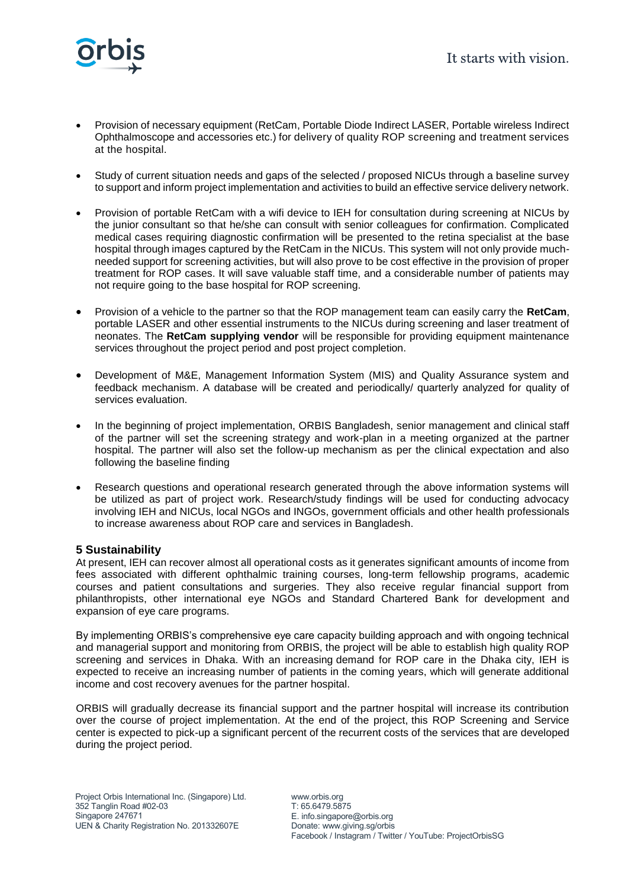- Provision of necessary equipment (RetCam, Portable Diode Indirect LASER, Portable wireless Indirect Ophthalmoscope and accessories etc.) for delivery of quality ROP screening and treatment services at the hospital.

- Study of current situation needs and gaps of the selected / proposed NICUs through a baseline survey to support and inform project implementation and activities to build an effective service delivery network.

- Provision of portable RetCam with a wifi device to IEH for consultation during screening at NICUs by the junior consultant so that he/she can consult with senior colleagues for confirmation. Complicated medical cases requiring diagnostic confirmation will be presented to the retina specialist at the base hospital through images captured by the RetCam in the NICUs. This system will not only provide much-needed support for screening activities, but will also prove to be cost effective in the provision of proper treatment for ROP cases. It will save valuable staff time, and a considerable number of patients may not require going to the base hospital for ROP screening.

- Provision of a vehicle to the partner so that the ROP management team can easily carry the **RetCam**, portable LASER and other essential instruments to the NICUs during screening and laser treatment of neonates. The **RetCam supplying vendor** will be responsible for providing equipment maintenance services throughout the project period and post project completion.

- Development of M&E, Management Information System (MIS) and Quality Assurance system and feedback mechanism. A database will be created and periodically/ quarterly analyzed for quality of services evaluation.

- In the beginning of project implementation, ORBIS Bangladesh, senior management and clinical staff of the partner will set the screening strategy and work-plan in a meeting organized at the partner hospital. The partner will also set the follow-up mechanism as per the clinical expectation and also following the baseline finding

- Research questions and operational research generated through the above information systems will be utilized as part of project work. Research/study findings will be used for conducting advocacy involving IEH and NICUs, local NGOs and INGOs, government officials and other health professionals to increase awareness about ROP care and services in Bangladesh.

## 5 Sustainability

At present, IEH can recover almost all operational costs as it generates significant amounts of income from fees associated with different ophthalmic training courses, long-term fellowship programs, academic courses and patient consultations and surgeries. They also receive regular financial support from philanthropists, other international eye NGOs and Standard Chartered Bank for development and expansion of eye care programs.

By implementing ORBIS's comprehensive eye care capacity building approach and with ongoing technical and managerial support and monitoring from ORBIS, the project will be able to establish high quality ROP screening and services in Dhaka. With an increasing demand for ROP care in the Dhaka city, IEH is expected to receive an increasing number of patients in the coming years, which will generate additional income and cost recovery avenues for the partner hospital.

ORBIS will gradually decrease its financial support and the partner hospital will increase its contribution over the course of project implementation. At the end of the project, this ROP Screening and Service center is expected to pick-up a significant percent of the recurrent costs of the services that are developed during the project period.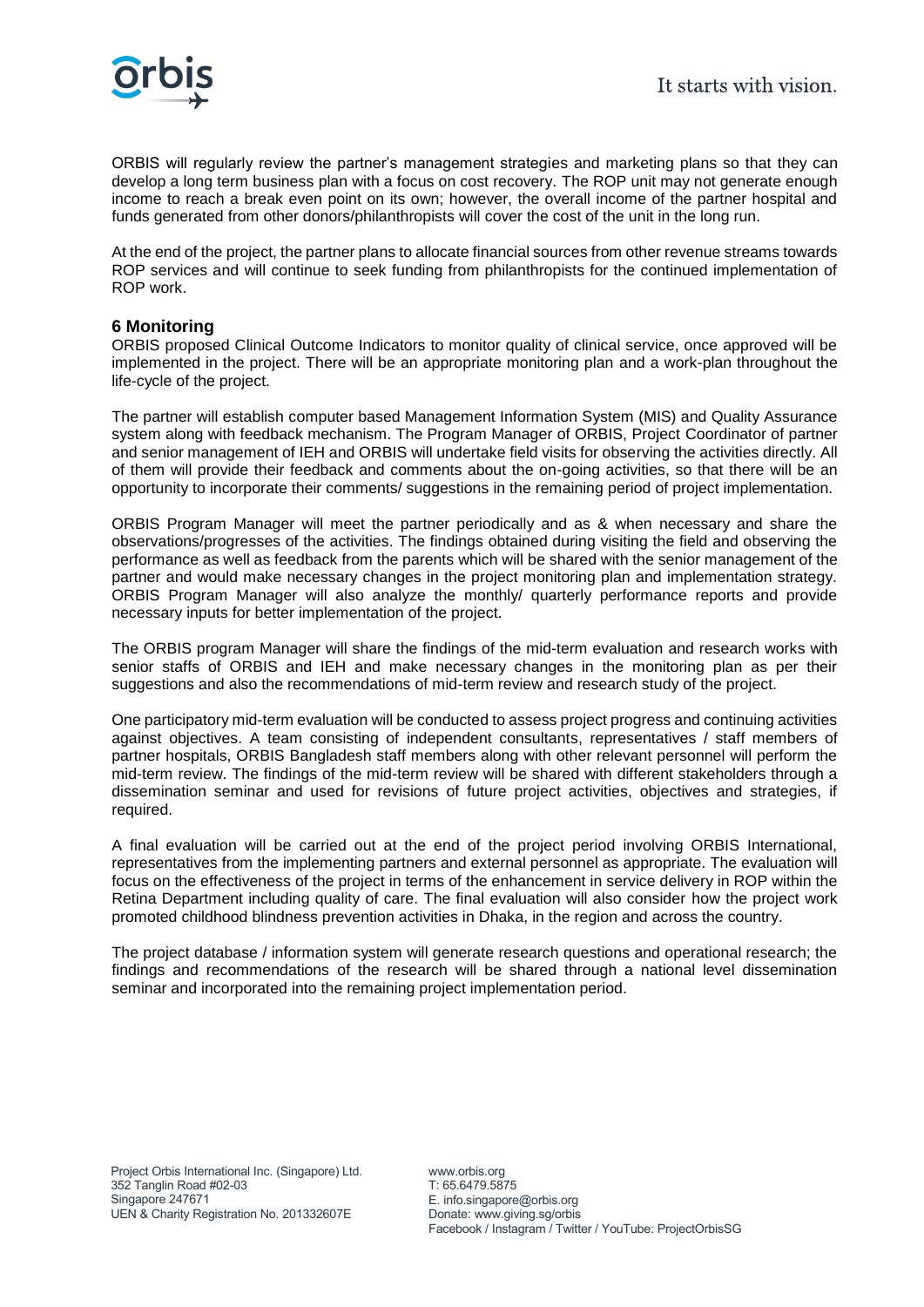ORBIS will regularly review the partner's management strategies and marketing plans so that they can develop a long term business plan with a focus on cost recovery. The ROP unit may not generate enough income to reach a break even point on its own; however, the overall income of the partner hospital and funds generated from other donors/philanthropists will cover the cost of the unit in the long run.

At the end of the project, the partner plans to allocate financial sources from other revenue streams towards ROP services and will continue to seek funding from philanthropists for the continued implementation of ROP work.

## 6 Monitoring

ORBIS proposed Clinical Outcome Indicators to monitor quality of clinical service, once approved will be implemented in the project. There will be an appropriate monitoring plan and a work-plan throughout the life-cycle of the project.

The partner will establish computer based Management Information System (MIS) and Quality Assurance system along with feedback mechanism. The Program Manager of ORBIS, Project Coordinator of partner and senior management of IEH and ORBIS will undertake field visits for observing the activities directly. All of them will provide their feedback and comments about the on-going activities, so that there will be an opportunity to incorporate their comments/ suggestions in the remaining period of project implementation.

ORBIS Program Manager will meet the partner periodically and as & when necessary and share the observations/progresses of the activities. The findings obtained during visiting the field and observing the performance as well as feedback from the parents which will be shared with the senior management of the partner and would make necessary changes in the project monitoring plan and implementation strategy. ORBIS Program Manager will also analyze the monthly/ quarterly performance reports and provide necessary inputs for better implementation of the project.

The ORBIS program Manager will share the findings of the mid-term evaluation and research works with senior staffs of ORBIS and IEH and make necessary changes in the monitoring plan as per their suggestions and also the recommendations of mid-term review and research study of the project.

One participatory mid-term evaluation will be conducted to assess project progress and continuing activities against objectives. A team consisting of independent consultants, representatives / staff members of partner hospitals, ORBIS Bangladesh staff members along with other relevant personnel will perform the mid-term review. The findings of the mid-term review will be shared with different stakeholders through a dissemination seminar and used for revisions of future project activities, objectives and strategies, if required.

A final evaluation will be carried out at the end of the project period involving ORBIS International, representatives from the implementing partners and external personnel as appropriate. The evaluation will focus on the effectiveness of the project in terms of the enhancement in service delivery in ROP within the Retina Department including quality of care. The final evaluation will also consider how the project work promoted childhood blindness prevention activities in Dhaka, in the region and across the country.

The project database / information system will generate research questions and operational research; the findings and recommendations of the research will be shared through a national level dissemination seminar and incorporated into the remaining project implementation period.